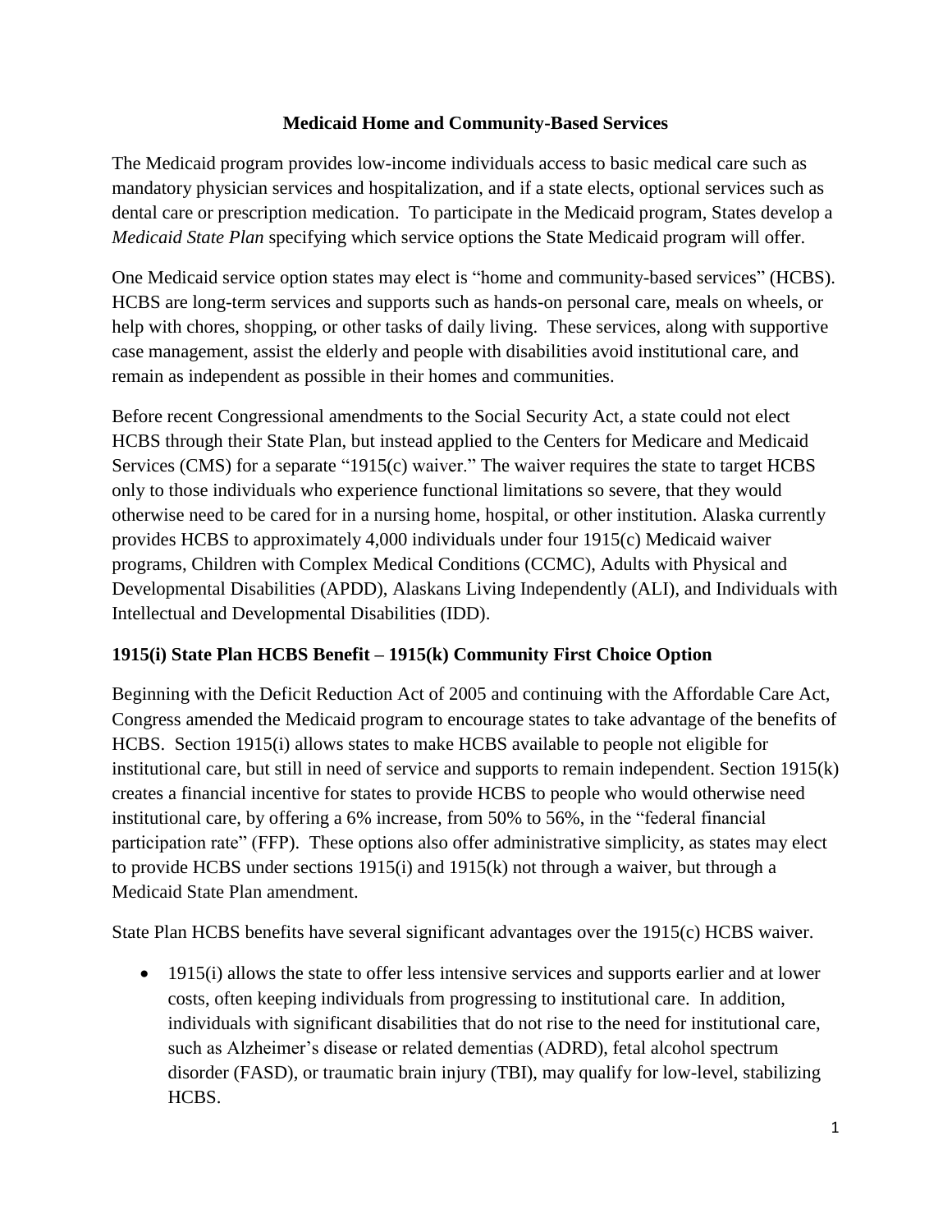# Medicaid Home and Community-Based Services

The Medicaid program provides low-income individuals access to basic medical care such as mandatory physician services and hospitalization, and if a state elects, optional services such as dental care or prescription medication. To participate in the Medicaid program, States develop a *Medicaid State Plan* specifying which service options the State Medicaid program will offer.

One Medicaid service option states may elect is "home and community-based services" (HCBS). HCBS are long-term services and supports such as hands-on personal care, meals on wheels, or help with chores, shopping, or other tasks of daily living. These services, along with supportive case management, assist the elderly and people with disabilities avoid institutional care, and remain as independent as possible in their homes and communities.

Before recent Congressional amendments to the Social Security Act, a state could not elect HCBS through their State Plan, but instead applied to the Centers for Medicare and Medicaid Services (CMS) for a separate "1915(c) waiver." The waiver requires the state to target HCBS only to those individuals who experience functional limitations so severe, that they would otherwise need to be cared for in a nursing home, hospital, or other institution. Alaska currently provides HCBS to approximately 4,000 individuals under four 1915(c) Medicaid waiver programs, Children with Complex Medical Conditions (CCMC), Adults with Physical and Developmental Disabilities (APDD), Alaskans Living Independently (ALI), and Individuals with Intellectual and Developmental Disabilities (IDD).

## 1915(i) State Plan HCBS Benefit – 1915(k) Community First Choice Option

Beginning with the Deficit Reduction Act of 2005 and continuing with the Affordable Care Act, Congress amended the Medicaid program to encourage states to take advantage of the benefits of HCBS. Section 1915(i) allows states to make HCBS available to people not eligible for institutional care, but still in need of service and supports to remain independent. Section 1915(k) creates a financial incentive for states to provide HCBS to people who would otherwise need institutional care, by offering a 6% increase, from 50% to 56%, in the "federal financial participation rate" (FFP). These options also offer administrative simplicity, as states may elect to provide HCBS under sections 1915(i) and 1915(k) not through a waiver, but through a Medicaid State Plan amendment.

State Plan HCBS benefits have several significant advantages over the 1915(c) HCBS waiver.

- 1915(i) allows the state to offer less intensive services and supports earlier and at lower costs, often keeping individuals from progressing to institutional care. In addition, individuals with significant disabilities that do not rise to the need for institutional care, such as Alzheimer's disease or related dementias (ADRD), fetal alcohol spectrum disorder (FASD), or traumatic brain injury (TBI), may qualify for low-level, stabilizing HCBS.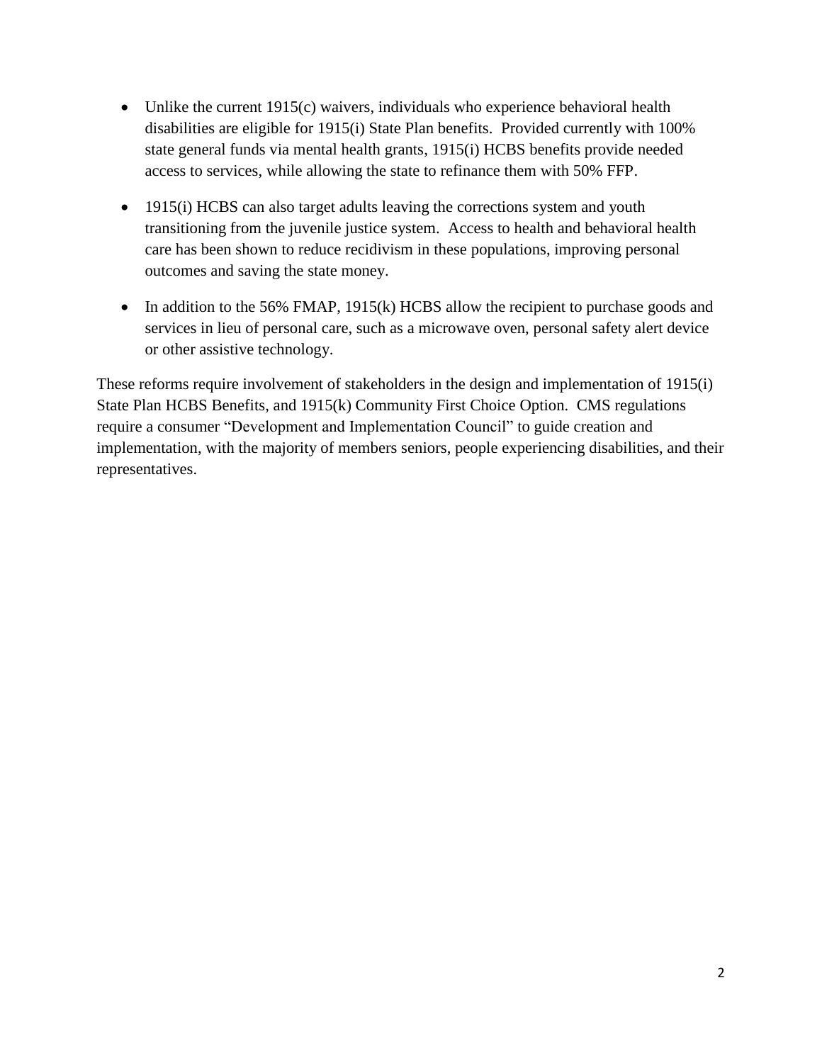- Unlike the current 1915(c) waivers, individuals who experience behavioral health disabilities are eligible for 1915(i) State Plan benefits. Provided currently with 100% state general funds via mental health grants, 1915(i) HCBS benefits provide needed access to services, while allowing the state to refinance them with 50% FFP.

- 1915(i) HCBS can also target adults leaving the corrections system and youth transitioning from the juvenile justice system. Access to health and behavioral health care has been shown to reduce recidivism in these populations, improving personal outcomes and saving the state money.

- In addition to the 56% FMAP, 1915(k) HCBS allow the recipient to purchase goods and services in lieu of personal care, such as a microwave oven, personal safety alert device or other assistive technology.

These reforms require involvement of stakeholders in the design and implementation of 1915(i) State Plan HCBS Benefits, and 1915(k) Community First Choice Option. CMS regulations require a consumer "Development and Implementation Council" to guide creation and implementation, with the majority of members seniors, people experiencing disabilities, and their representatives.